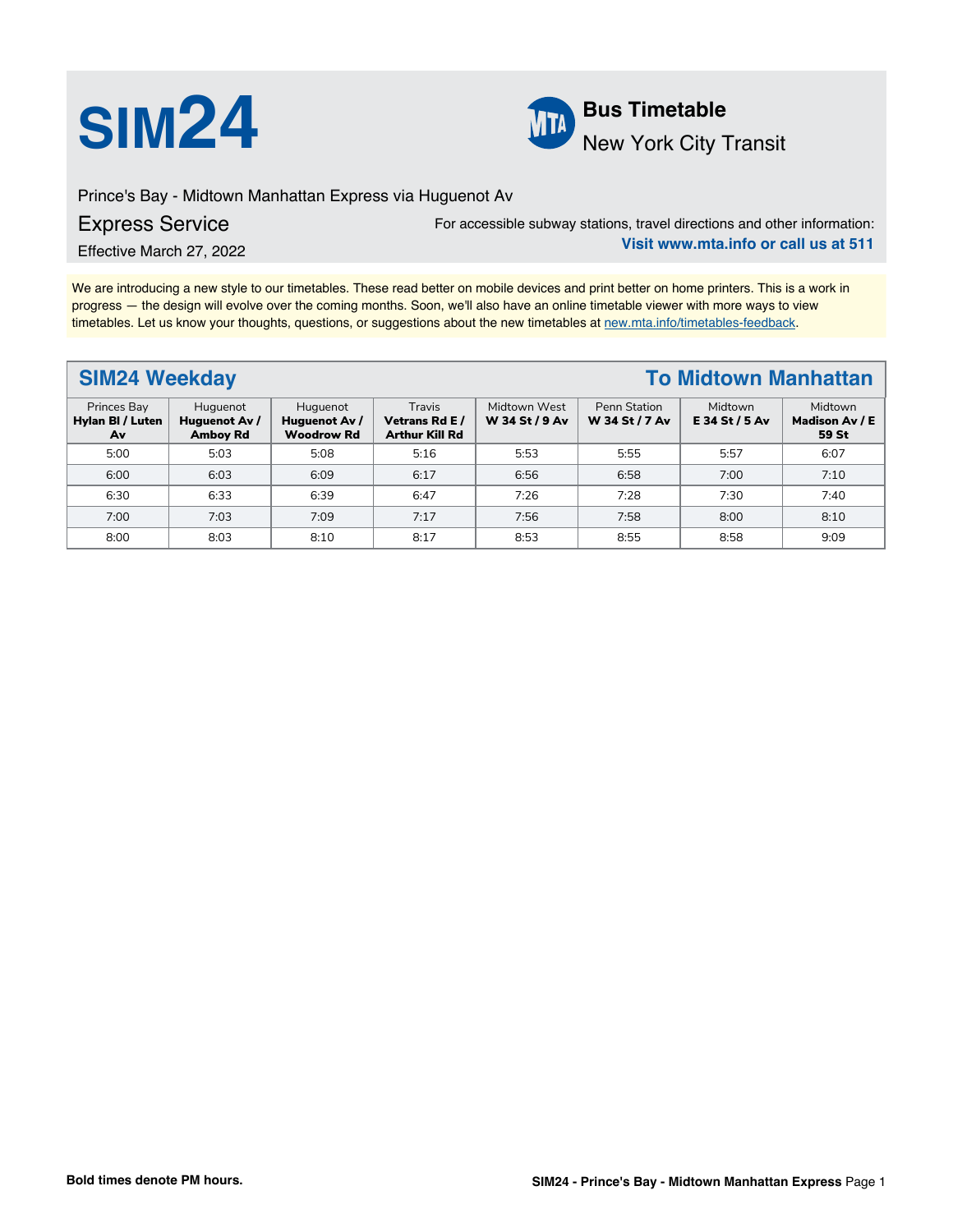# SIM24

**Bus Timetable**
New York City Transit

Prince's Bay - Midtown Manhattan Express via Huguenot Av

## Express Service

Effective March 27, 2022

For accessible subway stations, travel directions and other information:
**Visit www.mta.info or call us at 511**

We are introducing a new style to our timetables. These read better on mobile devices and print better on home printers. This is a work in progress — the design will evolve over the coming months. Soon, we'll also have an online timetable viewer with more ways to view timetables. Let us know your thoughts, questions, or suggestions about the new timetables at new.mta.info/timetables-feedback.

## SIM24 Weekday — To Midtown Manhattan

| Princes Bay **Hylan Bl / Luten Av** | Huguenot **Huguenot Av / Amboy Rd** | Huguenot **Huguenot Av / Woodrow Rd** | Travis **Vetrans Rd E / Arthur Kill Rd** | Midtown West **W 34 St / 9 Av** | Penn Station **W 34 St / 7 Av** | Midtown **E 34 St / 5 Av** | Midtown **Madison Av / E 59 St** |
|---|---|---|---|---|---|---|---|
| 5:00 | 5:03 | 5:08 | 5:16 | 5:53 | 5:55 | 5:57 | 6:07 |
| 6:00 | 6:03 | 6:09 | 6:17 | 6:56 | 6:58 | 7:00 | 7:10 |
| 6:30 | 6:33 | 6:39 | 6:47 | 7:26 | 7:28 | 7:30 | 7:40 |
| 7:00 | 7:03 | 7:09 | 7:17 | 7:56 | 7:58 | 8:00 | 8:10 |
| 8:00 | 8:03 | 8:10 | 8:17 | 8:53 | 8:55 | 8:58 | 9:09 |

**Bold times denote PM hours.**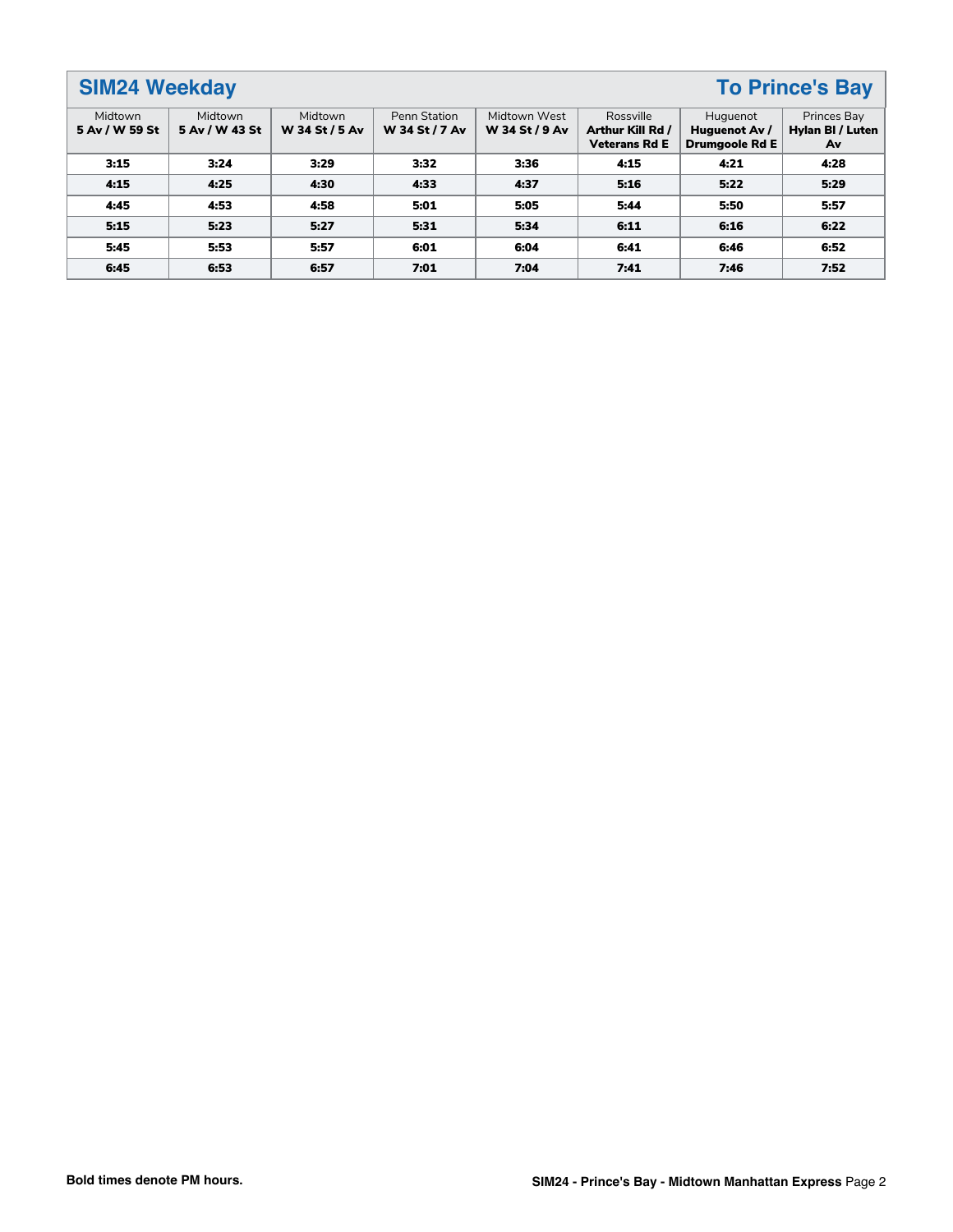## SIM24 Weekday — To Prince's Bay

| Midtown 5 Av / W 59 St | Midtown 5 Av / W 43 St | Midtown W 34 St / 5 Av | Penn Station W 34 St / 7 Av | Midtown West W 34 St / 9 Av | Rossville Arthur Kill Rd / Veterans Rd E | Huguenot Huguenot Av / Drumgoole Rd E | Princes Bay Hylan Bl / Luten Av |
|---|---|---|---|---|---|---|---|
| **3:15** | **3:24** | **3:29** | **3:32** | **3:36** | **4:15** | **4:21** | **4:28** |
| **4:15** | **4:25** | **4:30** | **4:33** | **4:37** | **5:16** | **5:22** | **5:29** |
| **4:45** | **4:53** | **4:58** | **5:01** | **5:05** | **5:44** | **5:50** | **5:57** |
| **5:15** | **5:23** | **5:27** | **5:31** | **5:34** | **6:11** | **6:16** | **6:22** |
| **5:45** | **5:53** | **5:57** | **6:01** | **6:04** | **6:41** | **6:46** | **6:52** |
| **6:45** | **6:53** | **6:57** | **7:01** | **7:04** | **7:41** | **7:46** | **7:52** |

**Bold times denote PM hours.**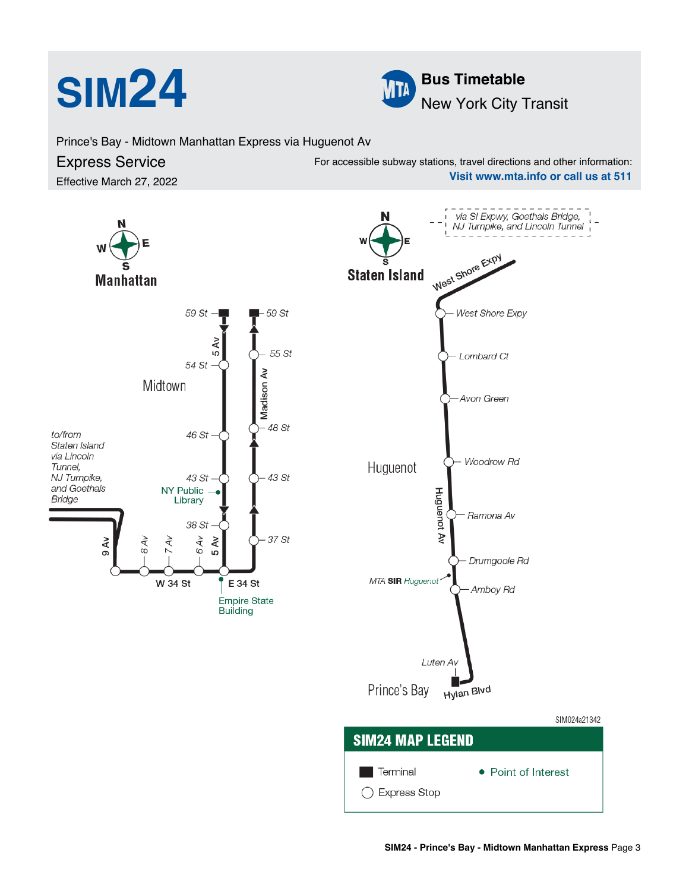# SIM24

**Bus Timetable**
New York City Transit

Prince's Bay - Midtown Manhattan Express via Huguenot Av

## Express Service

Effective March 27, 2022

For accessible subway stations, travel directions and other information:
**Visit www.mta.info or call us at 511**

### Manhattan

Midtown

- 5 Av: 59 St, 54 St, 46 St, 43 St, 38 St
- Madison Av: 59 St, 55 St, 48 St, 43 St, 37 St
- W 34 St: 9 Av, 8 Av, 7 Av, 6 Av, 5 Av
- E 34 St
- NY Public Library
- Empire State Building

to/from Staten Island via Lincoln Tunnel, NJ Turnpike, and Goethals Bridge

### Staten Island

via SI Expwy, Goethals Bridge, NJ Turnpike, and Lincoln Tunnel

West Shore Expy

Huguenot

Huguenot Av:
- West Shore Expy
- Lombard Ct
- Avon Green
- Woodrow Rd
- Ramona Av
- Drumgoole Rd
- MTA SIR Huguenot
- Amboy Rd
- Luten Av

Prince's Bay

Hylan Blvd

SIM024a21342

## SIM24 MAP LEGEND

- Terminal
- Express Stop
- Point of Interest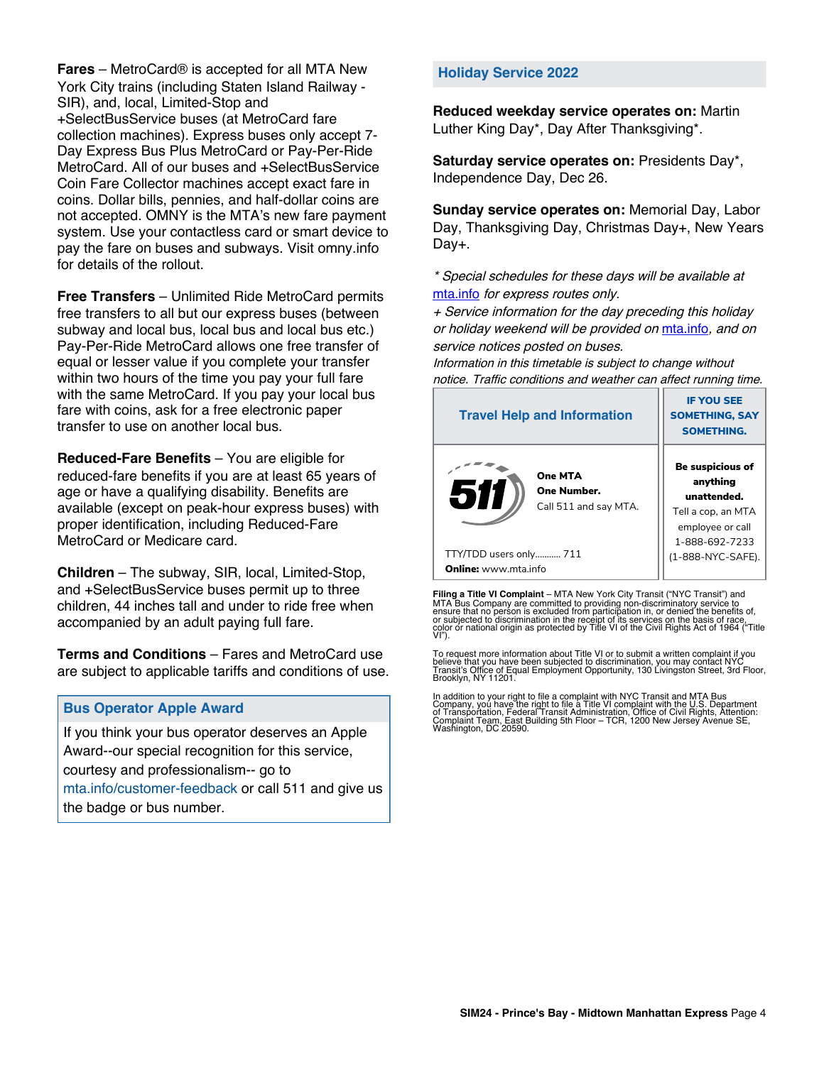**Fares** – MetroCard® is accepted for all MTA New York City trains (including Staten Island Railway - SIR), and, local, Limited-Stop and +SelectBusService buses (at MetroCard fare collection machines). Express buses only accept 7-Day Express Bus Plus MetroCard or Pay-Per-Ride MetroCard. All of our buses and +SelectBusService Coin Fare Collector machines accept exact fare in coins. Dollar bills, pennies, and half-dollar coins are not accepted. OMNY is the MTA's new fare payment system. Use your contactless card or smart device to pay the fare on buses and subways. Visit omny.info for details of the rollout.

**Free Transfers** – Unlimited Ride MetroCard permits free transfers to all but our express buses (between subway and local bus, local bus and local bus etc.) Pay-Per-Ride MetroCard allows one free transfer of equal or lesser value if you complete your transfer within two hours of the time you pay your full fare with the same MetroCard. If you pay your local bus fare with coins, ask for a free electronic paper transfer to use on another local bus.

**Reduced-Fare Benefits** – You are eligible for reduced-fare benefits if you are at least 65 years of age or have a qualifying disability. Benefits are available (except on peak-hour express buses) with proper identification, including Reduced-Fare MetroCard or Medicare card.

**Children** – The subway, SIR, local, Limited-Stop, and +SelectBusService buses permit up to three children, 44 inches tall and under to ride free when accompanied by an adult paying full fare.

**Terms and Conditions** – Fares and MetroCard use are subject to applicable tariffs and conditions of use.

## Bus Operator Apple Award

If you think your bus operator deserves an Apple Award--our special recognition for this service, courtesy and professionalism-- go to mta.info/customer-feedback or call 511 and give us the badge or bus number.

## Holiday Service 2022

**Reduced weekday service operates on:** Martin Luther King Day*, Day After Thanksgiving*.

**Saturday service operates on:** Presidents Day*, Independence Day, Dec 26.

**Sunday service operates on:** Memorial Day, Labor Day, Thanksgiving Day, Christmas Day+, New Years Day+.

*\* Special schedules for these days will be available at mta.info for express routes only.*

*+ Service information for the day preceding this holiday or holiday weekend will be provided on mta.info, and on service notices posted on buses.*

*Information in this timetable is subject to change without notice. Traffic conditions and weather can affect running time.*

| Travel Help and Information | IF YOU SEE SOMETHING, SAY SOMETHING. |
|---|---|
| 511 **One MTA** **One Number.** Call 511 and say MTA. TTY/TDD users only........... 711 **Online:** www.mta.info | **Be suspicious of anything unattended.** Tell a cop, an MTA employee or call 1-888-692-7233 (1-888-NYC-SAFE). |

**Filing a Title VI Complaint** – MTA New York City Transit ("NYC Transit") and MTA Bus Company are committed to providing non-discriminatory service to ensure that no person is excluded from participation in, or denied the benefits of, or subjected to discrimination in the receipt of its services on the basis of race, color or national origin as protected by Title VI of the Civil Rights Act of 1964 ("Title VI").

To request more information about Title VI or to submit a written complaint if you believe that you have been subjected to discrimination, you may contact NYC Transit's Office of Equal Employment Opportunity, 130 Livingston Street, 3rd Floor, Brooklyn, NY 11201.

In addition to your right to file a complaint with NYC Transit and MTA Bus Company, you have the right to file a Title VI complaint with the U.S. Department of Transportation, Federal Transit Administration, Office of Civil Rights, Attention: Complaint Team, East Building 5th Floor – TCR, 1200 New Jersey Avenue SE, Washington, DC 20590.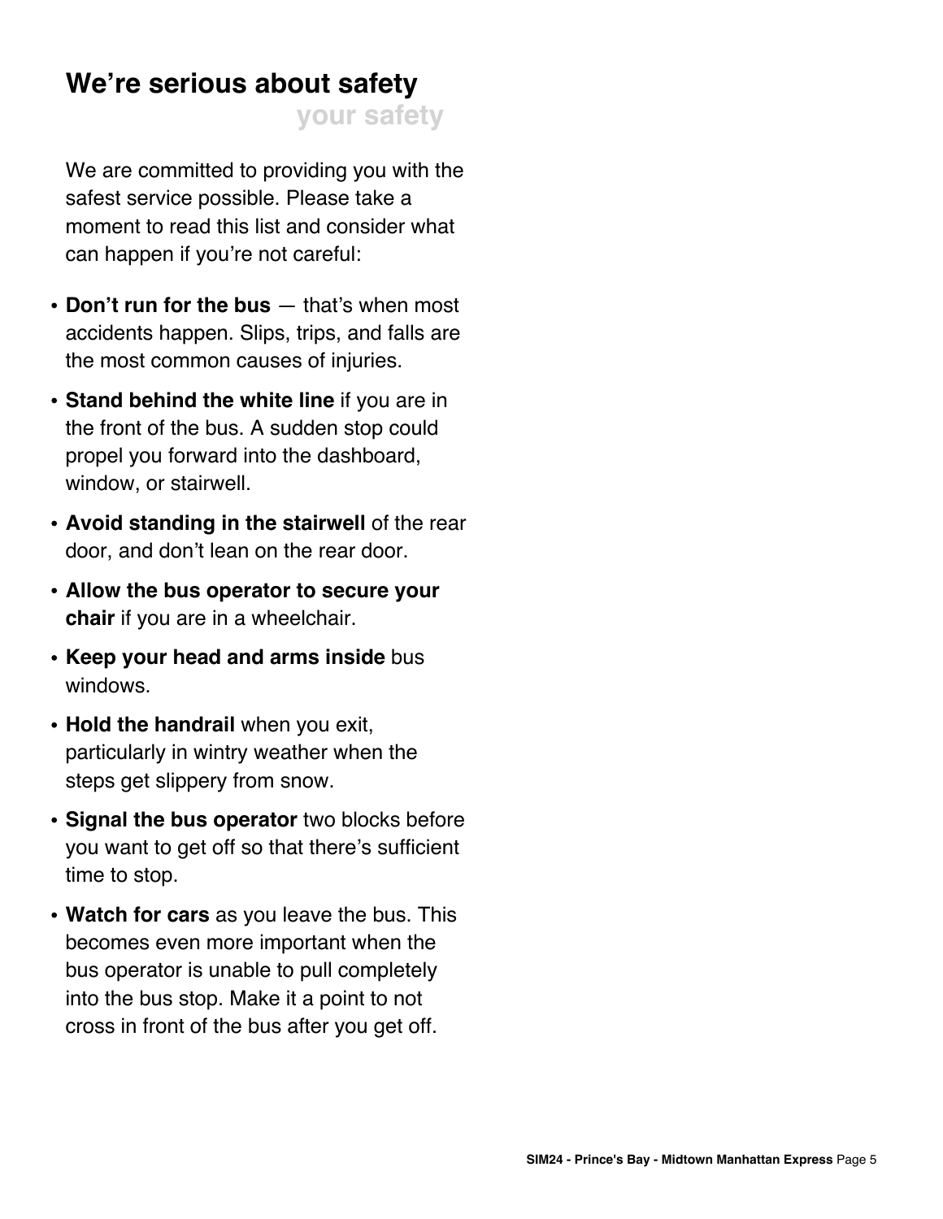## We're serious about safety

your safety

We are committed to providing you with the safest service possible. Please take a moment to read this list and consider what can happen if you're not careful:

- **Don't run for the bus** — that's when most accidents happen. Slips, trips, and falls are the most common causes of injuries.
- **Stand behind the white line** if you are in the front of the bus. A sudden stop could propel you forward into the dashboard, window, or stairwell.
- **Avoid standing in the stairwell** of the rear door, and don't lean on the rear door.
- **Allow the bus operator to secure your chair** if you are in a wheelchair.
- **Keep your head and arms inside** bus windows.
- **Hold the handrail** when you exit, particularly in wintry weather when the steps get slippery from snow.
- **Signal the bus operator** two blocks before you want to get off so that there's sufficient time to stop.
- **Watch for cars** as you leave the bus. This becomes even more important when the bus operator is unable to pull completely into the bus stop. Make it a point to not cross in front of the bus after you get off.